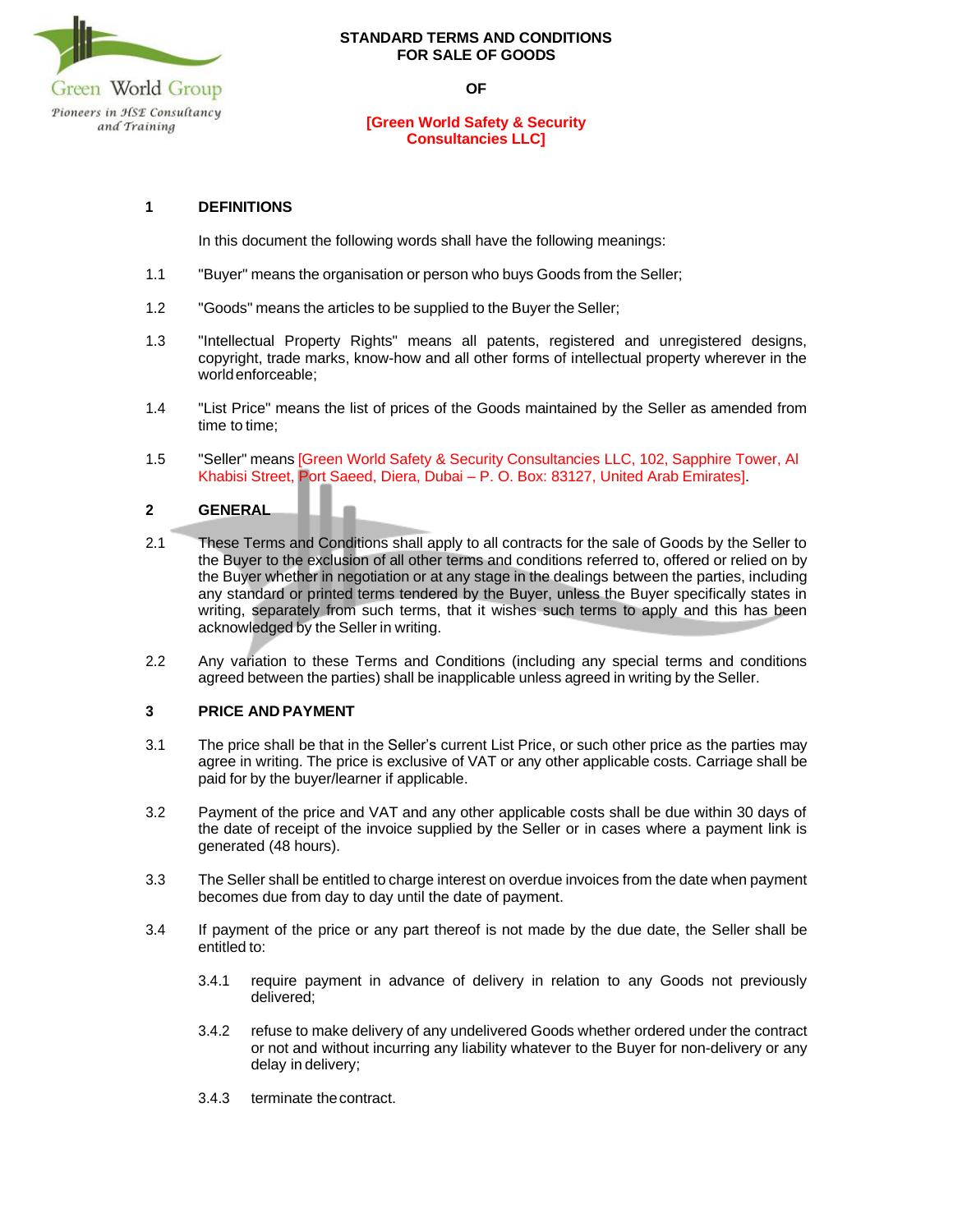Green World Group

Pioneers in HSE Consultancy and Training

# STANDARD TERMS AND CONDITIONS FOR SALE OF GOODS

OF

[Green World Safety & Security Consultancies LLC]

## 1 DEFINITIONS

In this document the following words shall have the following meanings:

1.1 "Buyer" means the organisation or person who buys Goods from the Seller;

1.2 "Goods" means the articles to be supplied to the Buyer the Seller;

1.3 "Intellectual Property Rights" means all patents, registered and unregistered designs, copyright, trade marks, know-how and all other forms of intellectual property wherever in the world enforceable;

1.4 "List Price" means the list of prices of the Goods maintained by the Seller as amended from time to time;

1.5 "Seller" means [Green World Safety & Security Consultancies LLC, 102, Sapphire Tower, Al Khabisi Street, Port Saeed, Diera, Dubai – P. O. Box: 83127, United Arab Emirates].

## 2 GENERAL

2.1 These Terms and Conditions shall apply to all contracts for the sale of Goods by the Seller to the Buyer to the exclusion of all other terms and conditions referred to, offered or relied on by the Buyer whether in negotiation or at any stage in the dealings between the parties, including any standard or printed terms tendered by the Buyer, unless the Buyer specifically states in writing, separately from such terms, that it wishes such terms to apply and this has been acknowledged by the Seller in writing.

2.2 Any variation to these Terms and Conditions (including any special terms and conditions agreed between the parties) shall be inapplicable unless agreed in writing by the Seller.

## 3 PRICE AND PAYMENT

3.1 The price shall be that in the Seller's current List Price, or such other price as the parties may agree in writing. The price is exclusive of VAT or any other applicable costs. Carriage shall be paid for by the buyer/learner if applicable.

3.2 Payment of the price and VAT and any other applicable costs shall be due within 30 days of the date of receipt of the invoice supplied by the Seller or in cases where a payment link is generated (48 hours).

3.3 The Seller shall be entitled to charge interest on overdue invoices from the date when payment becomes due from day to day until the date of payment.

3.4 If payment of the price or any part thereof is not made by the due date, the Seller shall be entitled to:

3.4.1 require payment in advance of delivery in relation to any Goods not previously delivered;

3.4.2 refuse to make delivery of any undelivered Goods whether ordered under the contract or not and without incurring any liability whatever to the Buyer for non-delivery or any delay in delivery;

3.4.3 terminate the contract.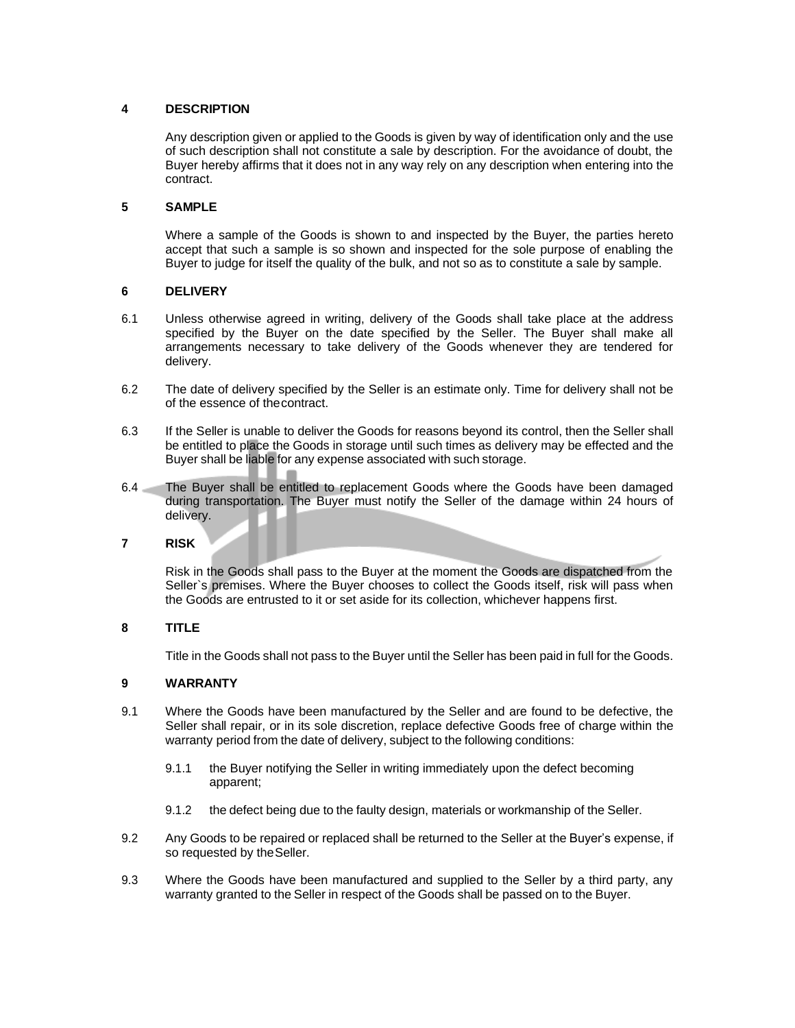## 4 DESCRIPTION

Any description given or applied to the Goods is given by way of identification only and the use of such description shall not constitute a sale by description. For the avoidance of doubt, the Buyer hereby affirms that it does not in any way rely on any description when entering into the contract.

## 5 SAMPLE

Where a sample of the Goods is shown to and inspected by the Buyer, the parties hereto accept that such a sample is so shown and inspected for the sole purpose of enabling the Buyer to judge for itself the quality of the bulk, and not so as to constitute a sale by sample.

## 6 DELIVERY

6.1 Unless otherwise agreed in writing, delivery of the Goods shall take place at the address specified by the Buyer on the date specified by the Seller. The Buyer shall make all arrangements necessary to take delivery of the Goods whenever they are tendered for delivery.

6.2 The date of delivery specified by the Seller is an estimate only. Time for delivery shall not be of the essence of the contract.

6.3 If the Seller is unable to deliver the Goods for reasons beyond its control, then the Seller shall be entitled to place the Goods in storage until such times as delivery may be effected and the Buyer shall be liable for any expense associated with such storage.

6.4 The Buyer shall be entitled to replacement Goods where the Goods have been damaged during transportation. The Buyer must notify the Seller of the damage within 24 hours of delivery.

## 7 RISK

Risk in the Goods shall pass to the Buyer at the moment the Goods are dispatched from the Seller`s premises. Where the Buyer chooses to collect the Goods itself, risk will pass when the Goods are entrusted to it or set aside for its collection, whichever happens first.

## 8 TITLE

Title in the Goods shall not pass to the Buyer until the Seller has been paid in full for the Goods.

## 9 WARRANTY

9.1 Where the Goods have been manufactured by the Seller and are found to be defective, the Seller shall repair, or in its sole discretion, replace defective Goods free of charge within the warranty period from the date of delivery, subject to the following conditions:

- 9.1.1 the Buyer notifying the Seller in writing immediately upon the defect becoming apparent;
- 9.1.2 the defect being due to the faulty design, materials or workmanship of the Seller.

9.2 Any Goods to be repaired or replaced shall be returned to the Seller at the Buyer's expense, if so requested by the Seller.

9.3 Where the Goods have been manufactured and supplied to the Seller by a third party, any warranty granted to the Seller in respect of the Goods shall be passed on to the Buyer.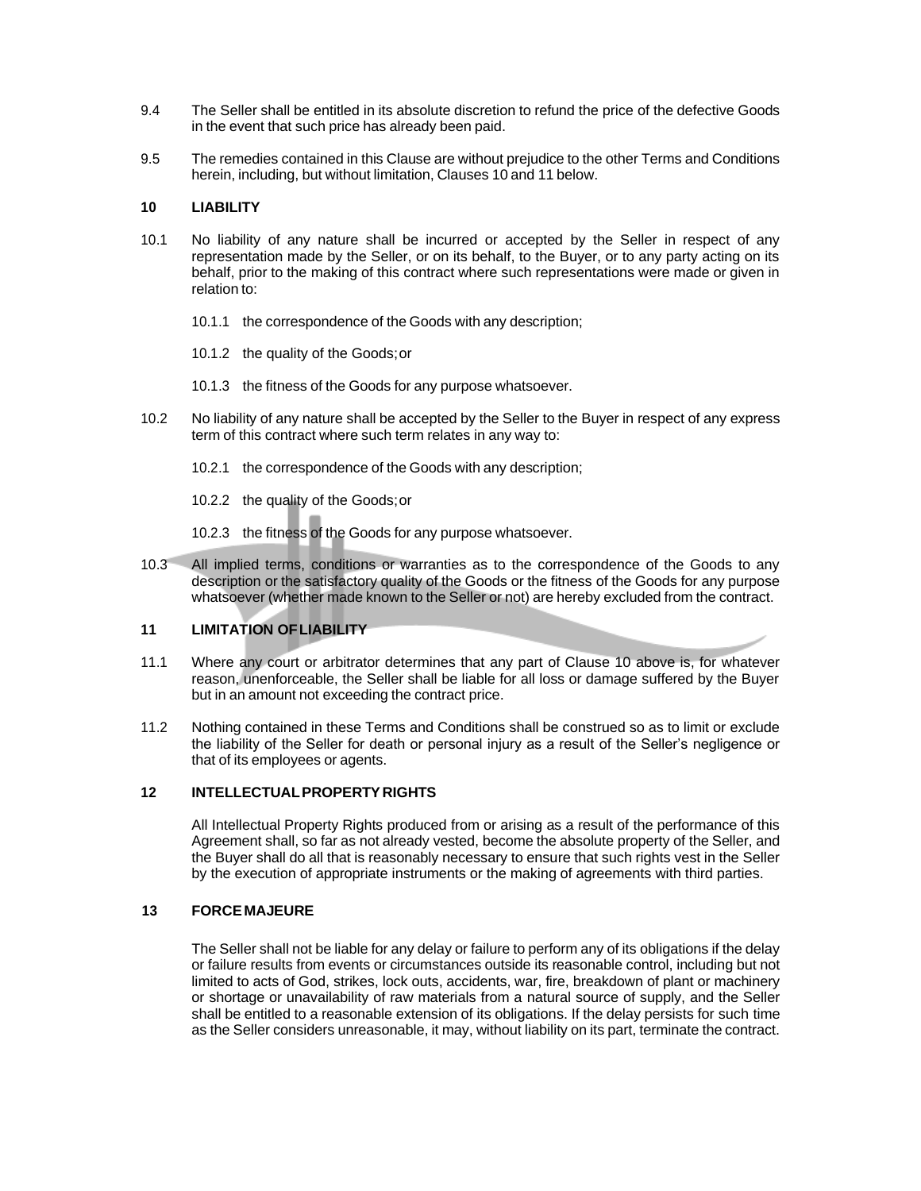9.4 The Seller shall be entitled in its absolute discretion to refund the price of the defective Goods in the event that such price has already been paid.

9.5 The remedies contained in this Clause are without prejudice to the other Terms and Conditions herein, including, but without limitation, Clauses 10 and 11 below.

## 10 LIABILITY

10.1 No liability of any nature shall be incurred or accepted by the Seller in respect of any representation made by the Seller, or on its behalf, to the Buyer, or to any party acting on its behalf, prior to the making of this contract where such representations were made or given in relation to:

10.1.1 the correspondence of the Goods with any description;

10.1.2 the quality of the Goods; or

10.1.3 the fitness of the Goods for any purpose whatsoever.

10.2 No liability of any nature shall be accepted by the Seller to the Buyer in respect of any express term of this contract where such term relates in any way to:

10.2.1 the correspondence of the Goods with any description;

10.2.2 the quality of the Goods; or

10.2.3 the fitness of the Goods for any purpose whatsoever.

10.3 All implied terms, conditions or warranties as to the correspondence of the Goods to any description or the satisfactory quality of the Goods or the fitness of the Goods for any purpose whatsoever (whether made known to the Seller or not) are hereby excluded from the contract.

## 11 LIMITATION OF LIABILITY

11.1 Where any court or arbitrator determines that any part of Clause 10 above is, for whatever reason, unenforceable, the Seller shall be liable for all loss or damage suffered by the Buyer but in an amount not exceeding the contract price.

11.2 Nothing contained in these Terms and Conditions shall be construed so as to limit or exclude the liability of the Seller for death or personal injury as a result of the Seller's negligence or that of its employees or agents.

## 12 INTELLECTUAL PROPERTY RIGHTS

All Intellectual Property Rights produced from or arising as a result of the performance of this Agreement shall, so far as not already vested, become the absolute property of the Seller, and the Buyer shall do all that is reasonably necessary to ensure that such rights vest in the Seller by the execution of appropriate instruments or the making of agreements with third parties.

## 13 FORCE MAJEURE

The Seller shall not be liable for any delay or failure to perform any of its obligations if the delay or failure results from events or circumstances outside its reasonable control, including but not limited to acts of God, strikes, lock outs, accidents, war, fire, breakdown of plant or machinery or shortage or unavailability of raw materials from a natural source of supply, and the Seller shall be entitled to a reasonable extension of its obligations. If the delay persists for such time as the Seller considers unreasonable, it may, without liability on its part, terminate the contract.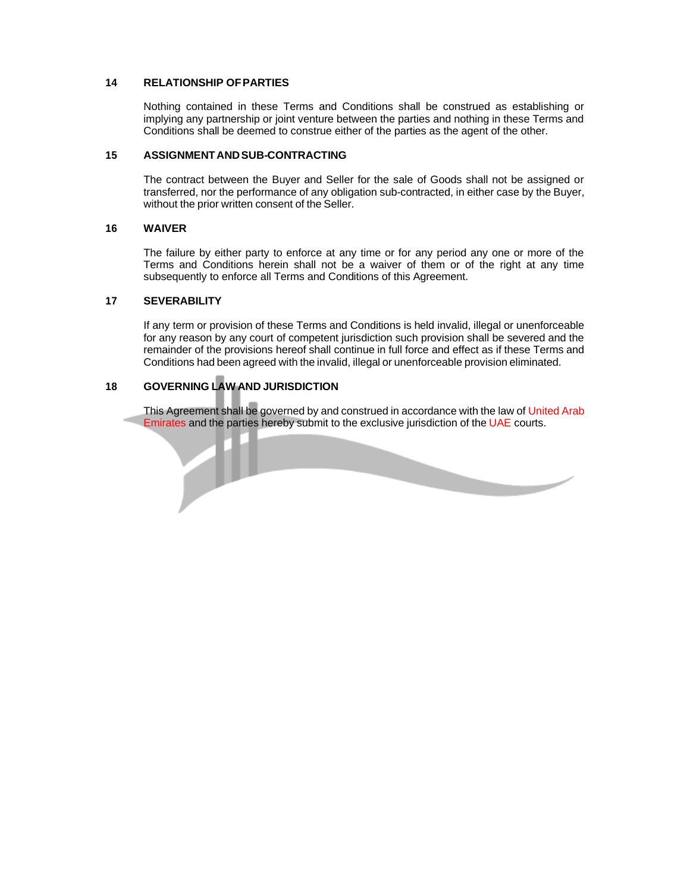## 14 RELATIONSHIP OF PARTIES

Nothing contained in these Terms and Conditions shall be construed as establishing or implying any partnership or joint venture between the parties and nothing in these Terms and Conditions shall be deemed to construe either of the parties as the agent of the other.

## 15 ASSIGNMENT AND SUB-CONTRACTING

The contract between the Buyer and Seller for the sale of Goods shall not be assigned or transferred, nor the performance of any obligation sub-contracted, in either case by the Buyer, without the prior written consent of the Seller.

## 16 WAIVER

The failure by either party to enforce at any time or for any period any one or more of the Terms and Conditions herein shall not be a waiver of them or of the right at any time subsequently to enforce all Terms and Conditions of this Agreement.

## 17 SEVERABILITY

If any term or provision of these Terms and Conditions is held invalid, illegal or unenforceable for any reason by any court of competent jurisdiction such provision shall be severed and the remainder of the provisions hereof shall continue in full force and effect as if these Terms and Conditions had been agreed with the invalid, illegal or unenforceable provision eliminated.

## 18 GOVERNING LAW AND JURISDICTION

This Agreement shall be governed by and construed in accordance with the law of United Arab Emirates and the parties hereby submit to the exclusive jurisdiction of the UAE courts.